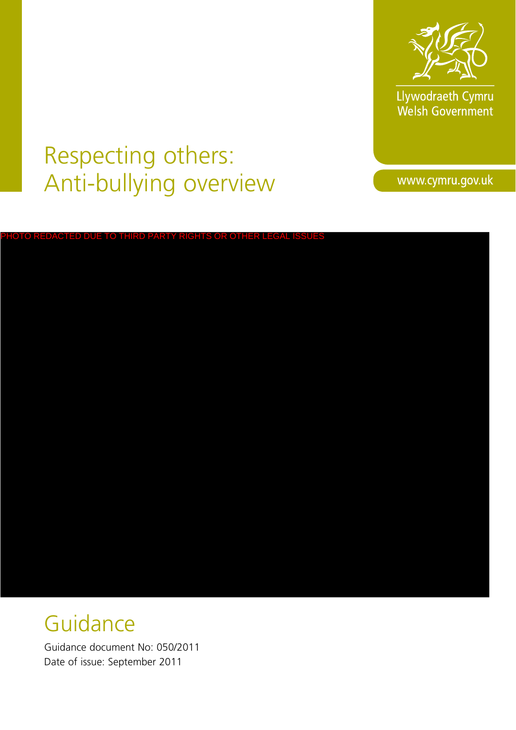Llywodraeth Cymru
Welsh Government

www.cymru.gov.uk

# Respecting others: Anti-bullying overview

PHOTO REDACTED DUE TO THIRD PARTY RIGHTS OR OTHER LEGAL ISSUES

## Guidance

Guidance document No: 050/2011
Date of issue: September 2011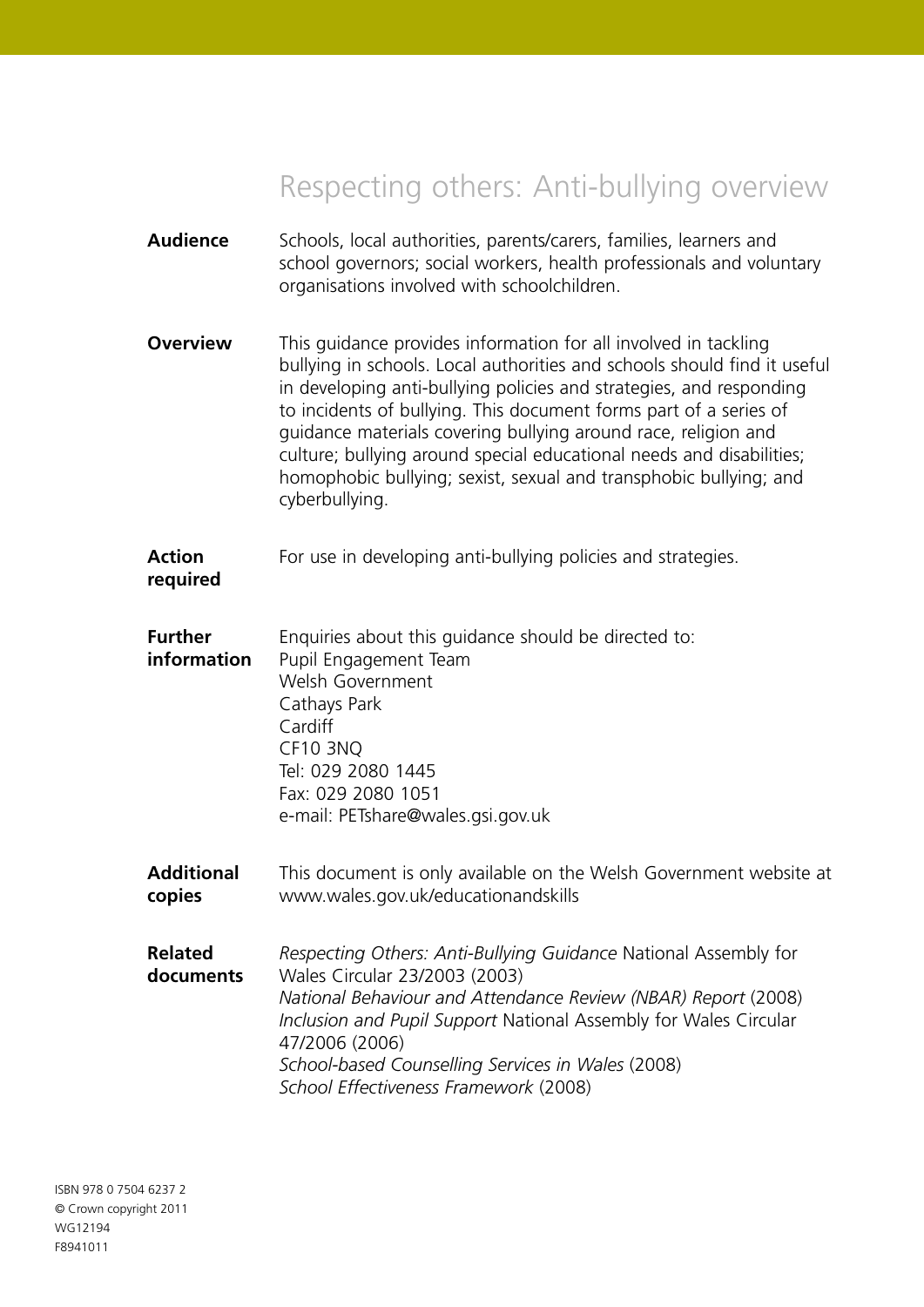# Respecting others: Anti-bullying overview

**Audience** Schools, local authorities, parents/carers, families, learners and school governors; social workers, health professionals and voluntary organisations involved with schoolchildren.

**Overview** This guidance provides information for all involved in tackling bullying in schools. Local authorities and schools should find it useful in developing anti-bullying policies and strategies, and responding to incidents of bullying. This document forms part of a series of guidance materials covering bullying around race, religion and culture; bullying around special educational needs and disabilities; homophobic bullying; sexist, sexual and transphobic bullying; and cyberbullying.

**Action required** For use in developing anti-bullying policies and strategies.

**Further information** Enquiries about this guidance should be directed to:
Pupil Engagement Team
Welsh Government
Cathays Park
Cardiff
CF10 3NQ
Tel: 029 2080 1445
Fax: 029 2080 1051
e-mail: PETshare@wales.gsi.gov.uk

**Additional copies** This document is only available on the Welsh Government website at www.wales.gov.uk/educationandskills

**Related documents** *Respecting Others: Anti-Bullying Guidance* National Assembly for Wales Circular 23/2003 (2003)
*National Behaviour and Attendance Review (NBAR) Report* (2008)
*Inclusion and Pupil Support* National Assembly for Wales Circular 47/2006 (2006)
*School-based Counselling Services in Wales* (2008)
*School Effectiveness Framework* (2008)

ISBN 978 0 7504 6237 2
© Crown copyright 2011
WG12194
F8941011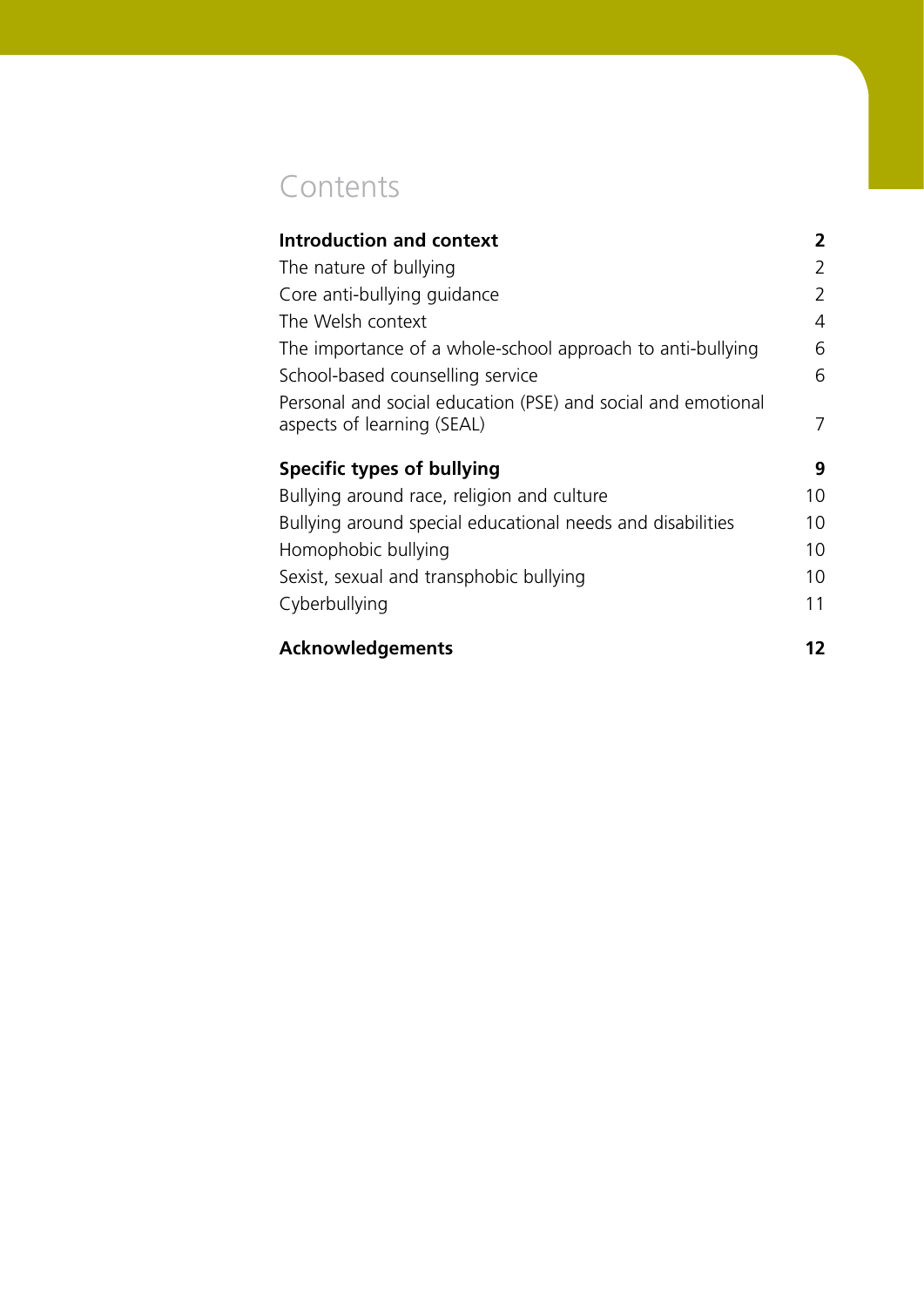# Contents

| | |
|---|---|
| **Introduction and context** | **2** |
| The nature of bullying | 2 |
| Core anti-bullying guidance | 2 |
| The Welsh context | 4 |
| The importance of a whole-school approach to anti-bullying | 6 |
| School-based counselling service | 6 |
| Personal and social education (PSE) and social and emotional aspects of learning (SEAL) | 7 |
| **Specific types of bullying** | **9** |
| Bullying around race, religion and culture | 10 |
| Bullying around special educational needs and disabilities | 10 |
| Homophobic bullying | 10 |
| Sexist, sexual and transphobic bullying | 10 |
| Cyberbullying | 11 |
| **Acknowledgements** | **12** |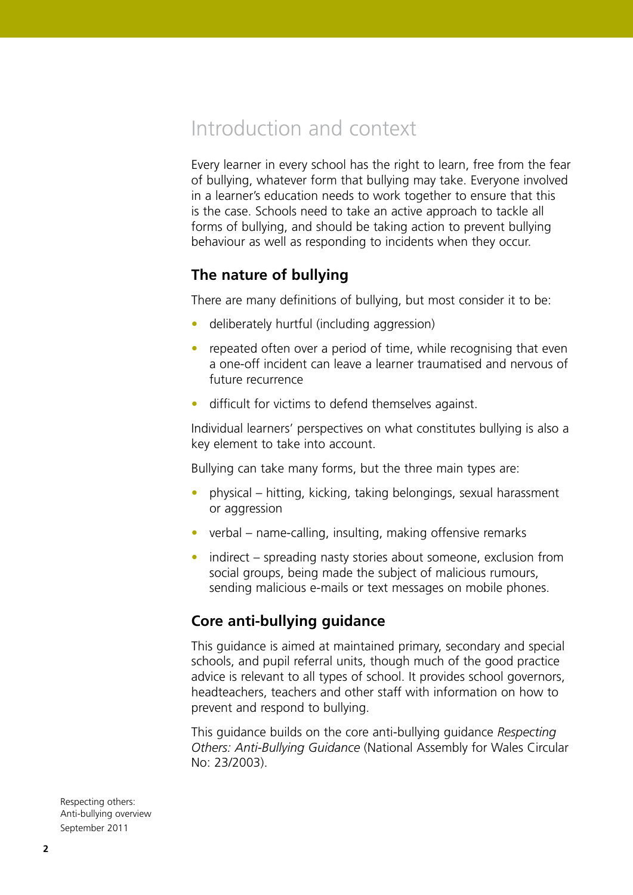# Introduction and context

Every learner in every school has the right to learn, free from the fear of bullying, whatever form that bullying may take. Everyone involved in a learner's education needs to work together to ensure that this is the case. Schools need to take an active approach to tackle all forms of bullying, and should be taking action to prevent bullying behaviour as well as responding to incidents when they occur.

## The nature of bullying

There are many definitions of bullying, but most consider it to be:

- deliberately hurtful (including aggression)
- repeated often over a period of time, while recognising that even a one-off incident can leave a learner traumatised and nervous of future recurrence
- difficult for victims to defend themselves against.

Individual learners' perspectives on what constitutes bullying is also a key element to take into account.

Bullying can take many forms, but the three main types are:

- physical – hitting, kicking, taking belongings, sexual harassment or aggression
- verbal – name-calling, insulting, making offensive remarks
- indirect – spreading nasty stories about someone, exclusion from social groups, being made the subject of malicious rumours, sending malicious e-mails or text messages on mobile phones.

## Core anti-bullying guidance

This guidance is aimed at maintained primary, secondary and special schools, and pupil referral units, though much of the good practice advice is relevant to all types of school. It provides school governors, headteachers, teachers and other staff with information on how to prevent and respond to bullying.

This guidance builds on the core anti-bullying guidance *Respecting Others: Anti-Bullying Guidance* (National Assembly for Wales Circular No: 23/2003).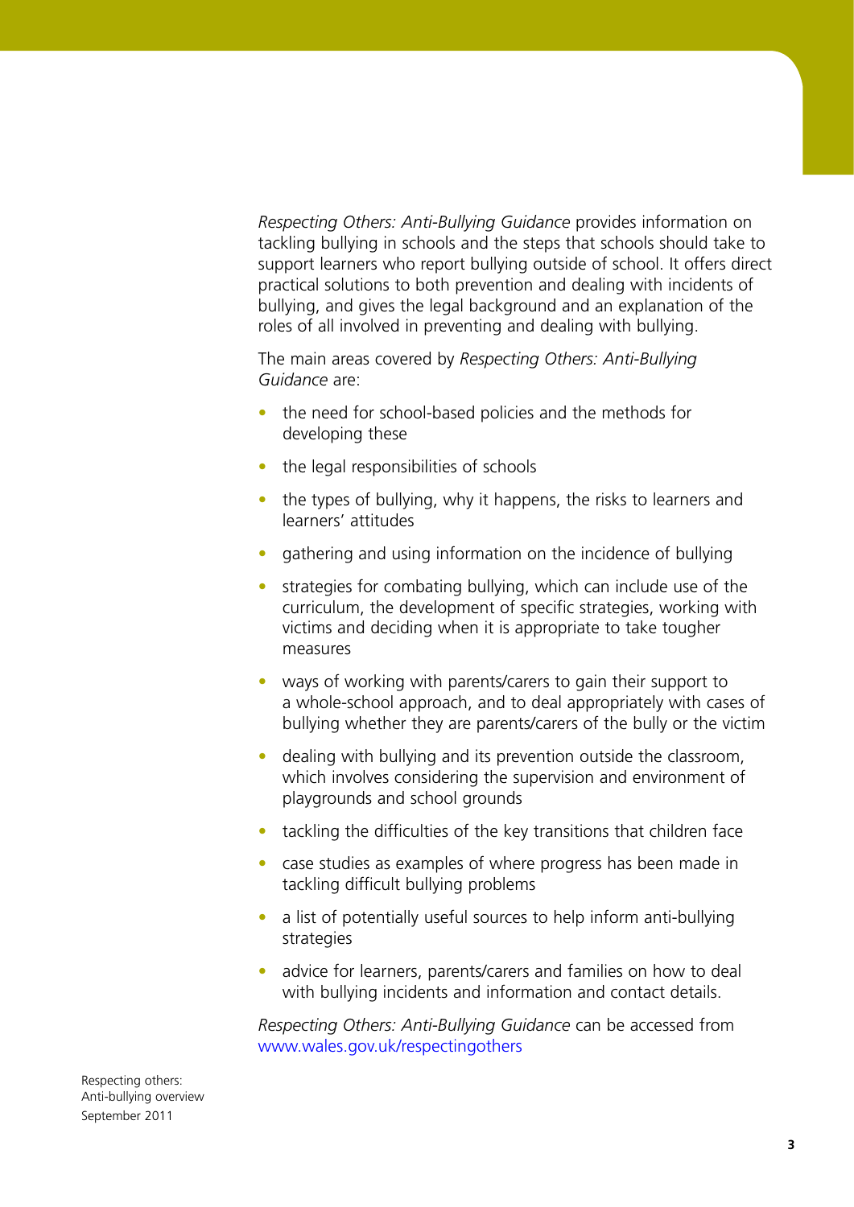*Respecting Others: Anti-Bullying Guidance* provides information on tackling bullying in schools and the steps that schools should take to support learners who report bullying outside of school. It offers direct practical solutions to both prevention and dealing with incidents of bullying, and gives the legal background and an explanation of the roles of all involved in preventing and dealing with bullying.

The main areas covered by *Respecting Others: Anti-Bullying Guidance* are:

- the need for school-based policies and the methods for developing these
- the legal responsibilities of schools
- the types of bullying, why it happens, the risks to learners and learners' attitudes
- gathering and using information on the incidence of bullying
- strategies for combating bullying, which can include use of the curriculum, the development of specific strategies, working with victims and deciding when it is appropriate to take tougher measures
- ways of working with parents/carers to gain their support to a whole-school approach, and to deal appropriately with cases of bullying whether they are parents/carers of the bully or the victim
- dealing with bullying and its prevention outside the classroom, which involves considering the supervision and environment of playgrounds and school grounds
- tackling the difficulties of the key transitions that children face
- case studies as examples of where progress has been made in tackling difficult bullying problems
- a list of potentially useful sources to help inform anti-bullying strategies
- advice for learners, parents/carers and families on how to deal with bullying incidents and information and contact details.

*Respecting Others: Anti-Bullying Guidance* can be accessed from www.wales.gov.uk/respectingothers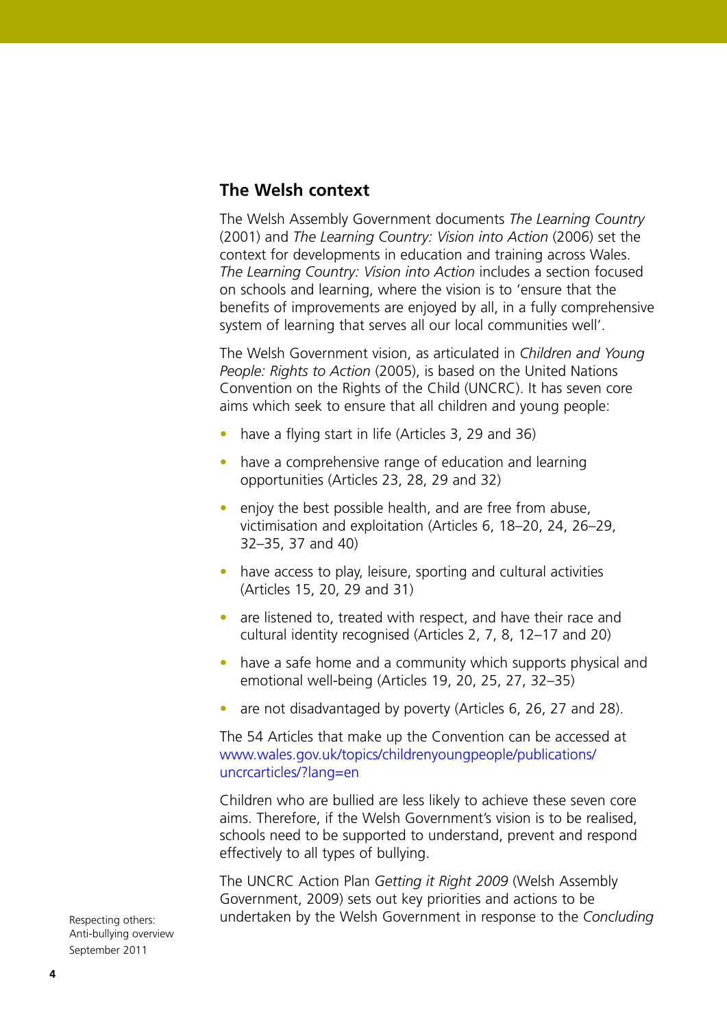## The Welsh context

The Welsh Assembly Government documents *The Learning Country* (2001) and *The Learning Country: Vision into Action* (2006) set the context for developments in education and training across Wales. *The Learning Country: Vision into Action* includes a section focused on schools and learning, where the vision is to 'ensure that the benefits of improvements are enjoyed by all, in a fully comprehensive system of learning that serves all our local communities well'.

The Welsh Government vision, as articulated in *Children and Young People: Rights to Action* (2005), is based on the United Nations Convention on the Rights of the Child (UNCRC). It has seven core aims which seek to ensure that all children and young people:

- have a flying start in life (Articles 3, 29 and 36)
- have a comprehensive range of education and learning opportunities (Articles 23, 28, 29 and 32)
- enjoy the best possible health, and are free from abuse, victimisation and exploitation (Articles 6, 18–20, 24, 26–29, 32–35, 37 and 40)
- have access to play, leisure, sporting and cultural activities (Articles 15, 20, 29 and 31)
- are listened to, treated with respect, and have their race and cultural identity recognised (Articles 2, 7, 8, 12–17 and 20)
- have a safe home and a community which supports physical and emotional well-being (Articles 19, 20, 25, 27, 32–35)
- are not disadvantaged by poverty (Articles 6, 26, 27 and 28).

The 54 Articles that make up the Convention can be accessed at www.wales.gov.uk/topics/childrenyoungpeople/publications/uncrcarticles/?lang=en

Children who are bullied are less likely to achieve these seven core aims. Therefore, if the Welsh Government's vision is to be realised, schools need to be supported to understand, prevent and respond effectively to all types of bullying.

The UNCRC Action Plan *Getting it Right 2009* (Welsh Assembly Government, 2009) sets out key priorities and actions to be undertaken by the Welsh Government in response to the *Concluding*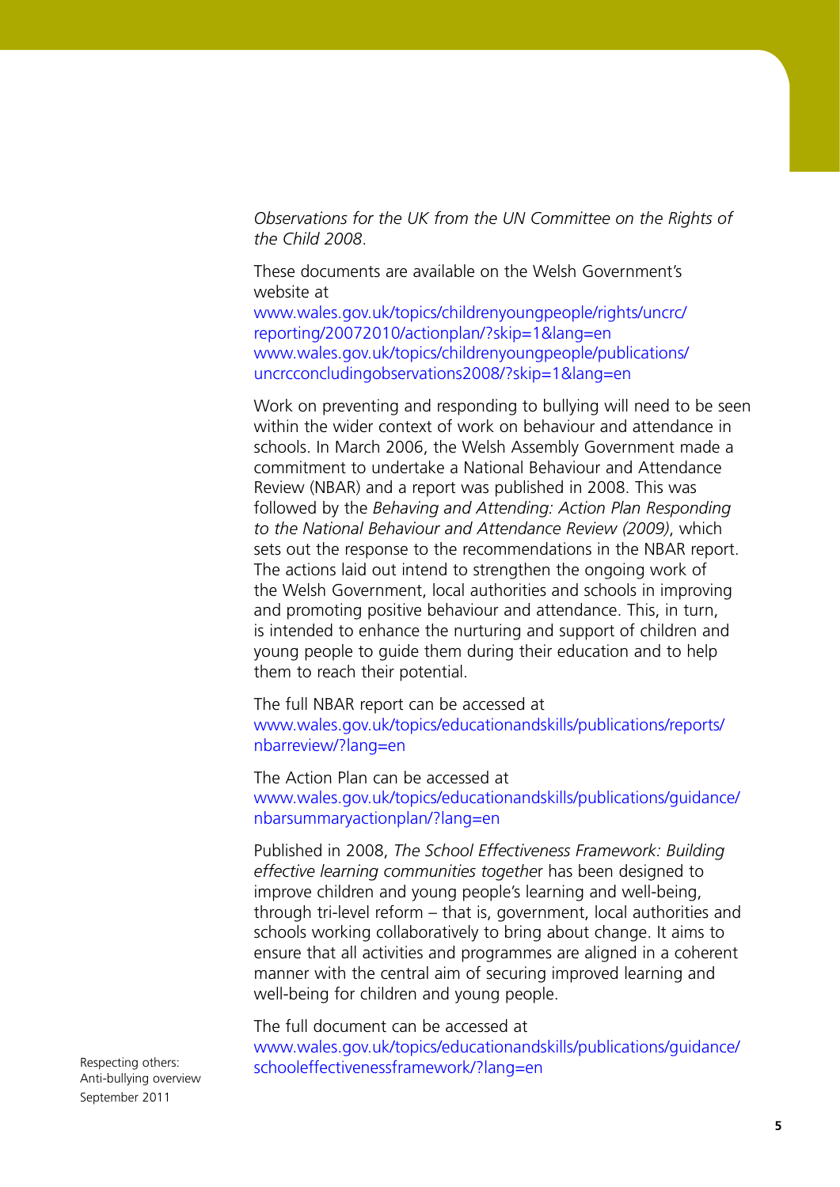*Observations for the UK from the UN Committee on the Rights of the Child 2008*.

These documents are available on the Welsh Government's website at
www.wales.gov.uk/topics/childrenyoungpeople/rights/uncrc/reporting/20072010/actionplan/?skip=1&lang=en
www.wales.gov.uk/topics/childrenyoungpeople/publications/uncrcconcludingobservations2008/?skip=1&lang=en

Work on preventing and responding to bullying will need to be seen within the wider context of work on behaviour and attendance in schools. In March 2006, the Welsh Assembly Government made a commitment to undertake a National Behaviour and Attendance Review (NBAR) and a report was published in 2008. This was followed by the *Behaving and Attending: Action Plan Responding to the National Behaviour and Attendance Review (2009)*, which sets out the response to the recommendations in the NBAR report. The actions laid out intend to strengthen the ongoing work of the Welsh Government, local authorities and schools in improving and promoting positive behaviour and attendance. This, in turn, is intended to enhance the nurturing and support of children and young people to guide them during their education and to help them to reach their potential.

The full NBAR report can be accessed at
www.wales.gov.uk/topics/educationandskills/publications/reports/nbarreview/?lang=en

The Action Plan can be accessed at
www.wales.gov.uk/topics/educationandskills/publications/guidance/nbarsummaryactionplan/?lang=en

Published in 2008, *The School Effectiveness Framework: Building effective learning communities together* has been designed to improve children and young people's learning and well-being, through tri-level reform – that is, government, local authorities and schools working collaboratively to bring about change. It aims to ensure that all activities and programmes are aligned in a coherent manner with the central aim of securing improved learning and well-being for children and young people.

The full document can be accessed at
www.wales.gov.uk/topics/educationandskills/publications/guidance/schooleffectivenessframework/?lang=en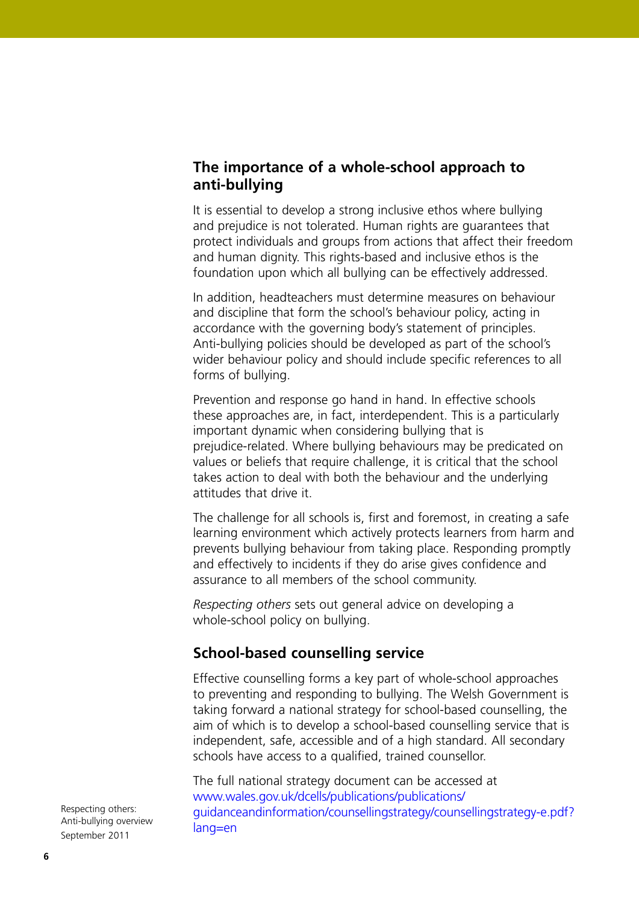## The importance of a whole-school approach to anti-bullying

It is essential to develop a strong inclusive ethos where bullying and prejudice is not tolerated. Human rights are guarantees that protect individuals and groups from actions that affect their freedom and human dignity. This rights-based and inclusive ethos is the foundation upon which all bullying can be effectively addressed.

In addition, headteachers must determine measures on behaviour and discipline that form the school's behaviour policy, acting in accordance with the governing body's statement of principles. Anti-bullying policies should be developed as part of the school's wider behaviour policy and should include specific references to all forms of bullying.

Prevention and response go hand in hand. In effective schools these approaches are, in fact, interdependent. This is a particularly important dynamic when considering bullying that is prejudice-related. Where bullying behaviours may be predicated on values or beliefs that require challenge, it is critical that the school takes action to deal with both the behaviour and the underlying attitudes that drive it.

The challenge for all schools is, first and foremost, in creating a safe learning environment which actively protects learners from harm and prevents bullying behaviour from taking place. Responding promptly and effectively to incidents if they do arise gives confidence and assurance to all members of the school community.

*Respecting others* sets out general advice on developing a whole-school policy on bullying.

## School-based counselling service

Effective counselling forms a key part of whole-school approaches to preventing and responding to bullying. The Welsh Government is taking forward a national strategy for school-based counselling, the aim of which is to develop a school-based counselling service that is independent, safe, accessible and of a high standard. All secondary schools have access to a qualified, trained counsellor.

The full national strategy document can be accessed at www.wales.gov.uk/dcells/publications/publications/guidanceandinformation/counsellingstrategy/counsellingstrategy-e.pdf?lang=en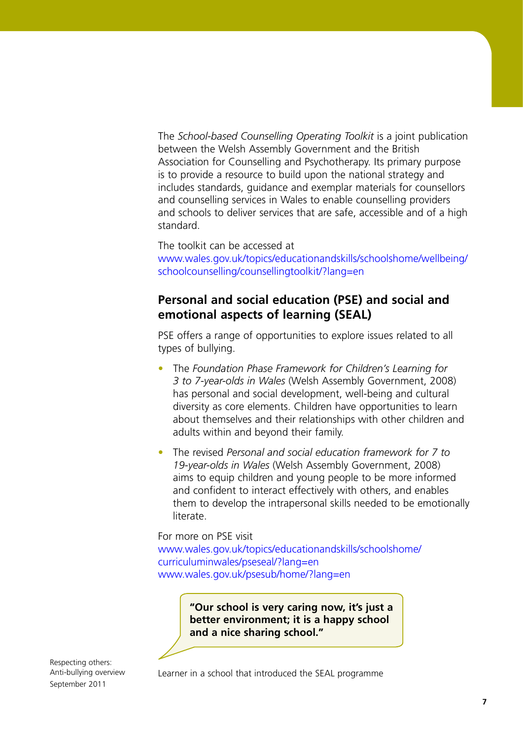The *School-based Counselling Operating Toolkit* is a joint publication between the Welsh Assembly Government and the British Association for Counselling and Psychotherapy. Its primary purpose is to provide a resource to build upon the national strategy and includes standards, guidance and exemplar materials for counsellors and counselling services in Wales to enable counselling providers and schools to deliver services that are safe, accessible and of a high standard.

The toolkit can be accessed at
www.wales.gov.uk/topics/educationandskills/schoolshome/wellbeing/schoolcounselling/counsellingtoolkit/?lang=en

## Personal and social education (PSE) and social and emotional aspects of learning (SEAL)

PSE offers a range of opportunities to explore issues related to all types of bullying.

- The *Foundation Phase Framework for Children's Learning for 3 to 7-year-olds in Wales* (Welsh Assembly Government, 2008) has personal and social development, well-being and cultural diversity as core elements. Children have opportunities to learn about themselves and their relationships with other children and adults within and beyond their family.
- The revised *Personal and social education framework for 7 to 19-year-olds in Wales* (Welsh Assembly Government, 2008) aims to equip children and young people to be more informed and confident to interact effectively with others, and enables them to develop the intrapersonal skills needed to be emotionally literate.

For more on PSE visit
www.wales.gov.uk/topics/educationandskills/schoolshome/curriculuminwales/pseseal/?lang=en
www.wales.gov.uk/psesub/home/?lang=en

> **"Our school is very caring now, it's just a better environment; it is a happy school and a nice sharing school."**

Learner in a school that introduced the SEAL programme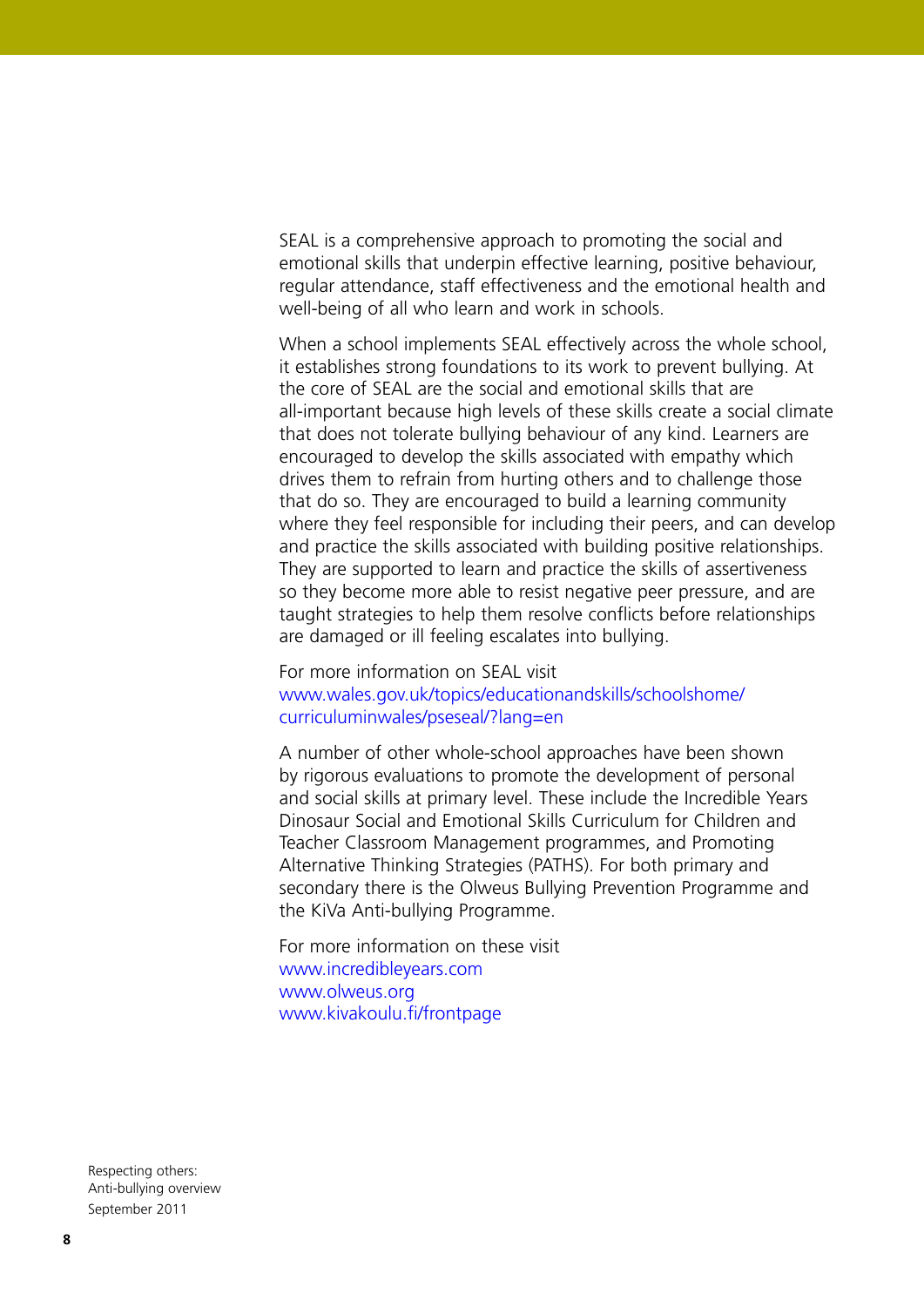SEAL is a comprehensive approach to promoting the social and emotional skills that underpin effective learning, positive behaviour, regular attendance, staff effectiveness and the emotional health and well-being of all who learn and work in schools.

When a school implements SEAL effectively across the whole school, it establishes strong foundations to its work to prevent bullying. At the core of SEAL are the social and emotional skills that are all-important because high levels of these skills create a social climate that does not tolerate bullying behaviour of any kind. Learners are encouraged to develop the skills associated with empathy which drives them to refrain from hurting others and to challenge those that do so. They are encouraged to build a learning community where they feel responsible for including their peers, and can develop and practice the skills associated with building positive relationships. They are supported to learn and practice the skills of assertiveness so they become more able to resist negative peer pressure, and are taught strategies to help them resolve conflicts before relationships are damaged or ill feeling escalates into bullying.

For more information on SEAL visit
www.wales.gov.uk/topics/educationandskills/schoolshome/curriculuminwales/pseseal/?lang=en

A number of other whole-school approaches have been shown by rigorous evaluations to promote the development of personal and social skills at primary level. These include the Incredible Years Dinosaur Social and Emotional Skills Curriculum for Children and Teacher Classroom Management programmes, and Promoting Alternative Thinking Strategies (PATHS). For both primary and secondary there is the Olweus Bullying Prevention Programme and the KiVa Anti-bullying Programme.

For more information on these visit
www.incredibleyears.com
www.olweus.org
www.kivakoulu.fi/frontpage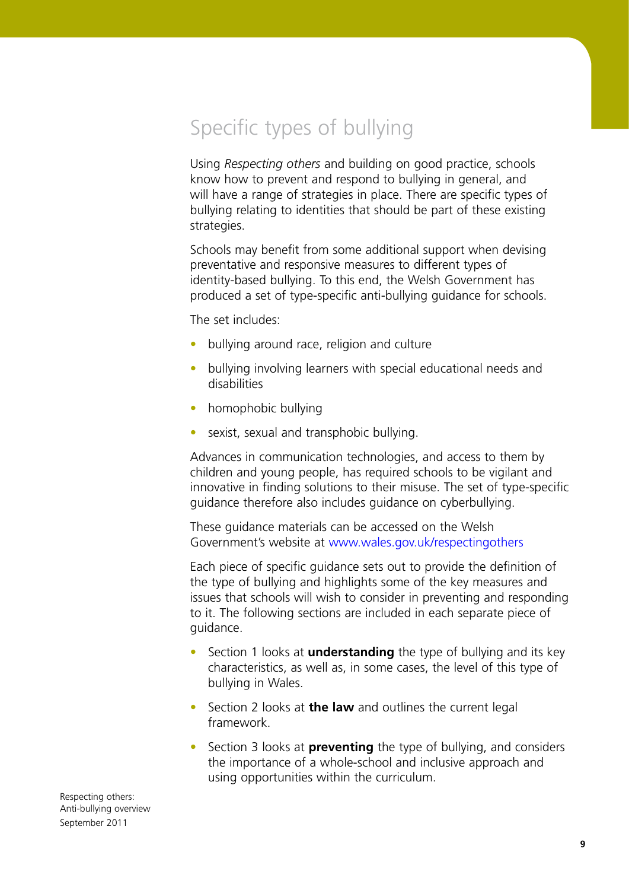# Specific types of bullying

Using *Respecting others* and building on good practice, schools know how to prevent and respond to bullying in general, and will have a range of strategies in place. There are specific types of bullying relating to identities that should be part of these existing strategies.

Schools may benefit from some additional support when devising preventative and responsive measures to different types of identity-based bullying. To this end, the Welsh Government has produced a set of type-specific anti-bullying guidance for schools.

The set includes:

- bullying around race, religion and culture
- bullying involving learners with special educational needs and disabilities
- homophobic bullying
- sexist, sexual and transphobic bullying.

Advances in communication technologies, and access to them by children and young people, has required schools to be vigilant and innovative in finding solutions to their misuse. The set of type-specific guidance therefore also includes guidance on cyberbullying.

These guidance materials can be accessed on the Welsh Government's website at www.wales.gov.uk/respectingothers

Each piece of specific guidance sets out to provide the definition of the type of bullying and highlights some of the key measures and issues that schools will wish to consider in preventing and responding to it. The following sections are included in each separate piece of guidance.

- Section 1 looks at **understanding** the type of bullying and its key characteristics, as well as, in some cases, the level of this type of bullying in Wales.
- Section 2 looks at **the law** and outlines the current legal framework.
- Section 3 looks at **preventing** the type of bullying, and considers the importance of a whole-school and inclusive approach and using opportunities within the curriculum.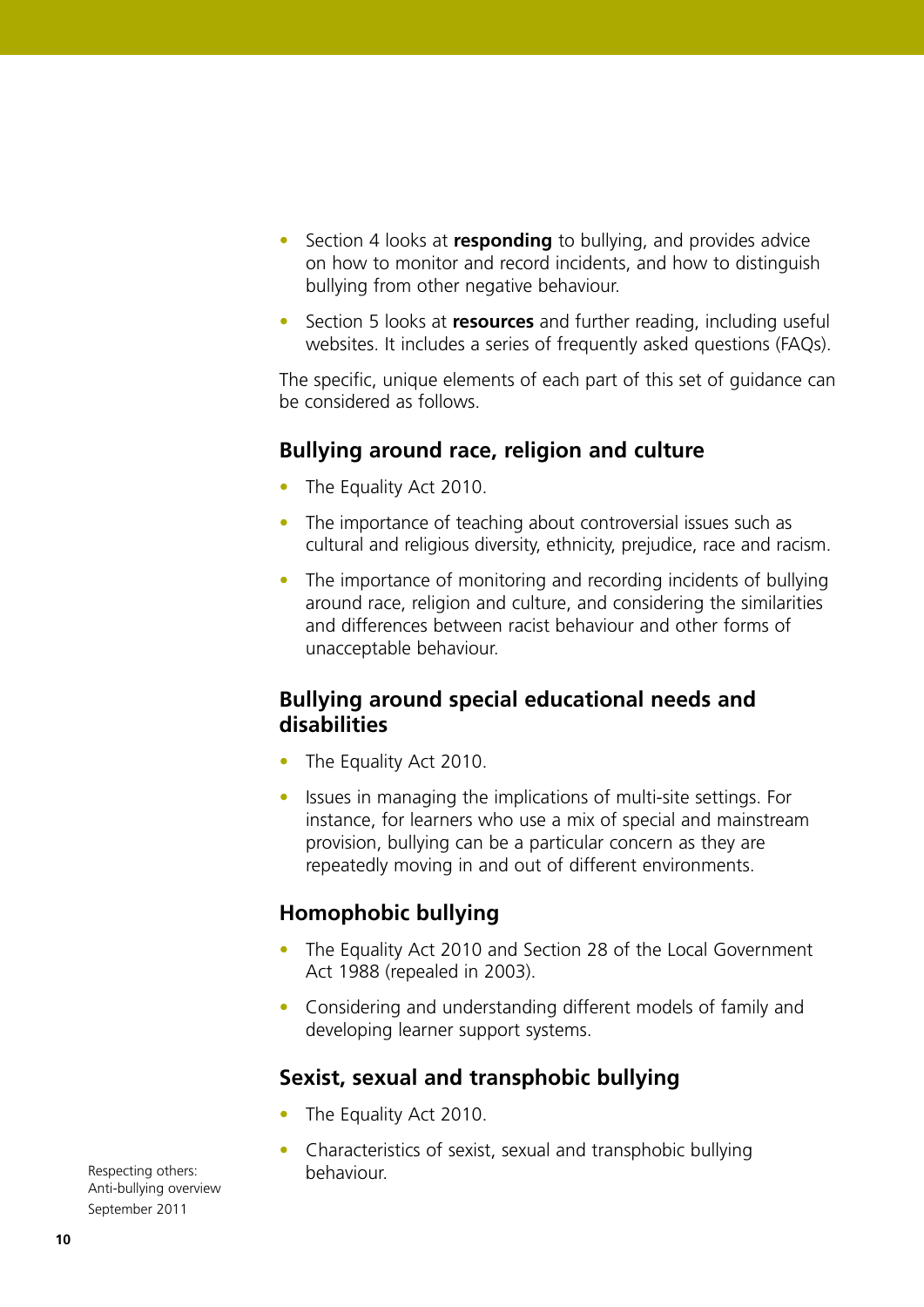- Section 4 looks at **responding** to bullying, and provides advice on how to monitor and record incidents, and how to distinguish bullying from other negative behaviour.
- Section 5 looks at **resources** and further reading, including useful websites. It includes a series of frequently asked questions (FAQs).

The specific, unique elements of each part of this set of guidance can be considered as follows.

### Bullying around race, religion and culture

- The Equality Act 2010.
- The importance of teaching about controversial issues such as cultural and religious diversity, ethnicity, prejudice, race and racism.
- The importance of monitoring and recording incidents of bullying around race, religion and culture, and considering the similarities and differences between racist behaviour and other forms of unacceptable behaviour.

### Bullying around special educational needs and disabilities

- The Equality Act 2010.
- Issues in managing the implications of multi-site settings. For instance, for learners who use a mix of special and mainstream provision, bullying can be a particular concern as they are repeatedly moving in and out of different environments.

### Homophobic bullying

- The Equality Act 2010 and Section 28 of the Local Government Act 1988 (repealed in 2003).
- Considering and understanding different models of family and developing learner support systems.

### Sexist, sexual and transphobic bullying

- The Equality Act 2010.
- Characteristics of sexist, sexual and transphobic bullying behaviour.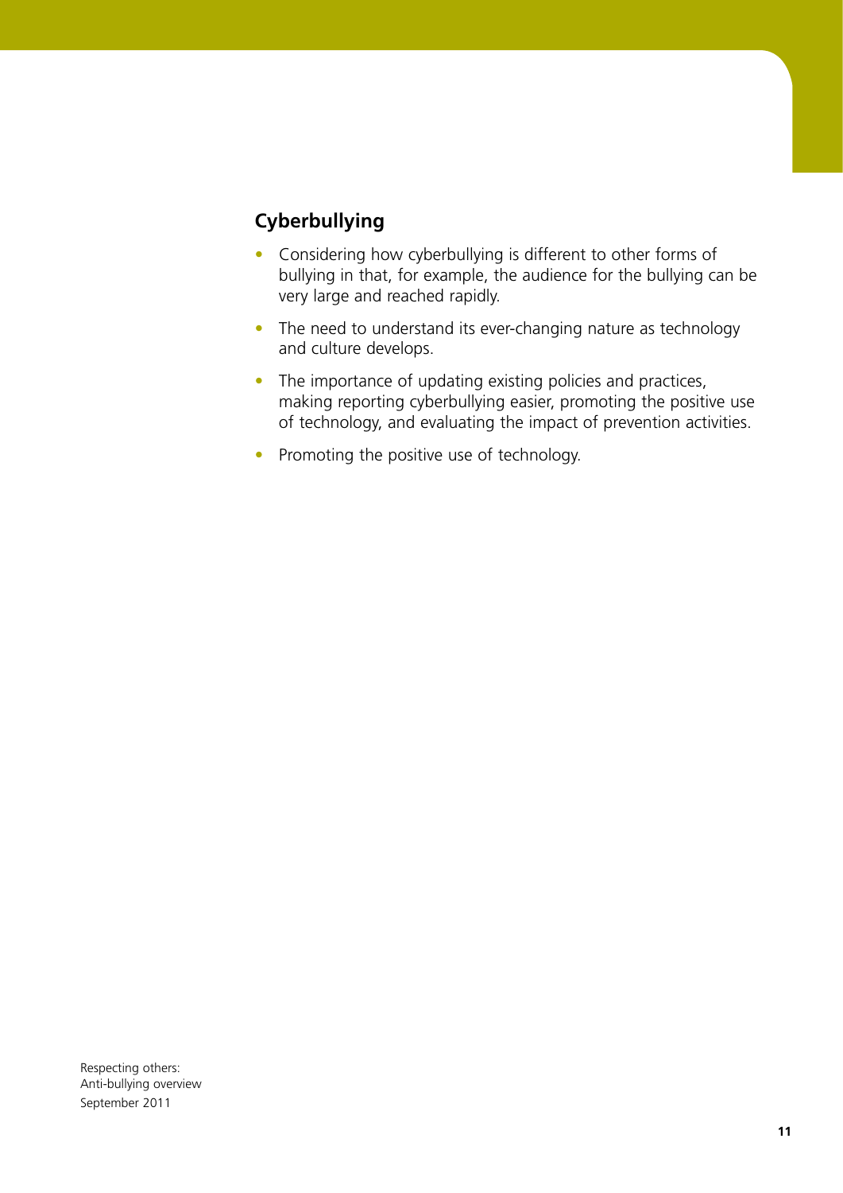## Cyberbullying

- Considering how cyberbullying is different to other forms of bullying in that, for example, the audience for the bullying can be very large and reached rapidly.
- The need to understand its ever-changing nature as technology and culture develops.
- The importance of updating existing policies and practices, making reporting cyberbullying easier, promoting the positive use of technology, and evaluating the impact of prevention activities.
- Promoting the positive use of technology.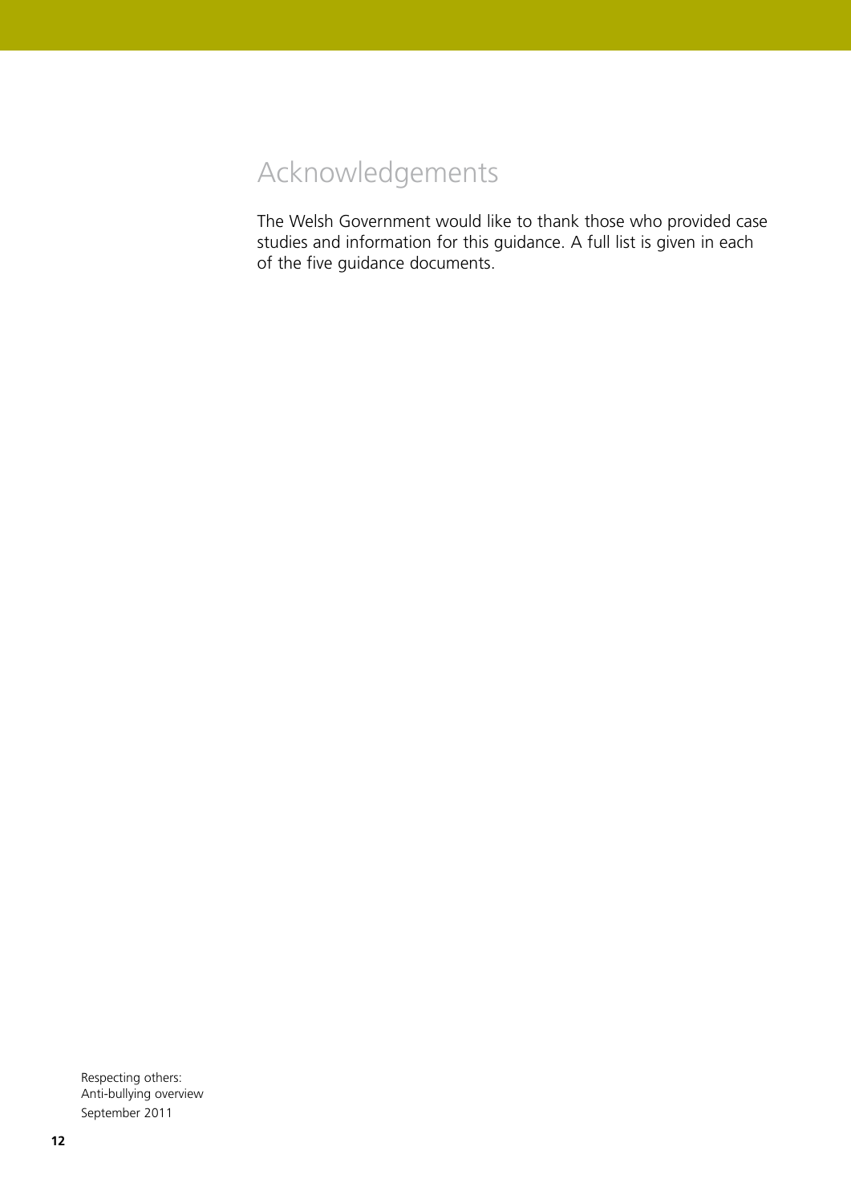# Acknowledgements

The Welsh Government would like to thank those who provided case studies and information for this guidance. A full list is given in each of the five guidance documents.